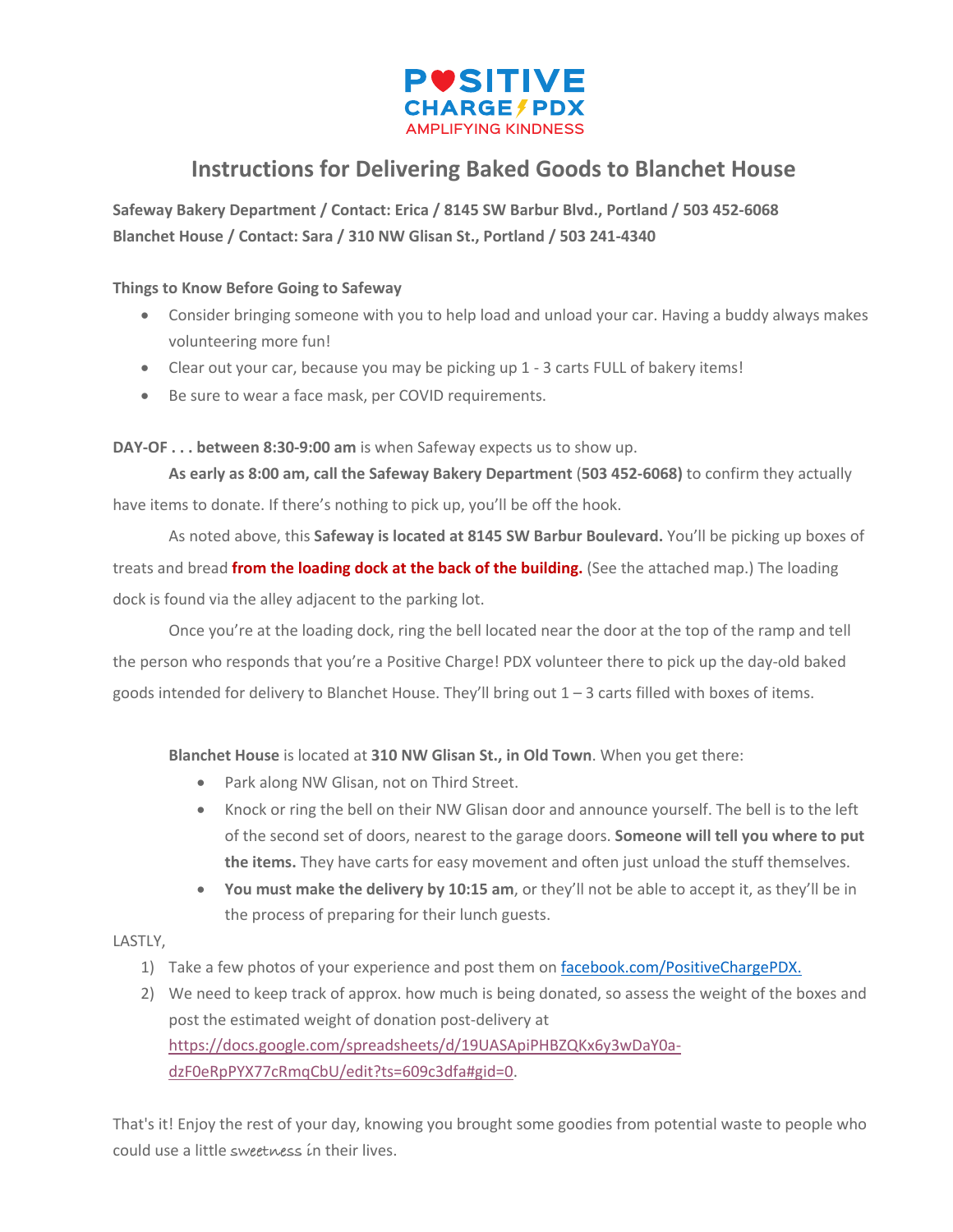POSITIVE CHARGE PDX
AMPLIFYING KINDNESS

# Instructions for Delivering Baked Goods to Blanchet House

**Safeway Bakery Department / Contact: Erica / 8145 SW Barbur Blvd., Portland / 503 452-6068**
**Blanchet House / Contact: Sara / 310 NW Glisan St., Portland / 503 241-4340**

**Things to Know Before Going to Safeway**

- Consider bringing someone with you to help load and unload your car. Having a buddy always makes volunteering more fun!
- Clear out your car, because you may be picking up 1 - 3 carts FULL of bakery items!
- Be sure to wear a face mask, per COVID requirements.

**DAY-OF . . . between 8:30-9:00 am** is when Safeway expects us to show up.

**As early as 8:00 am, call the Safeway Bakery Department** (**503 452-6068)** to confirm they actually have items to donate. If there's nothing to pick up, you'll be off the hook.

As noted above, this **Safeway is located at 8145 SW Barbur Boulevard.** You'll be picking up boxes of treats and bread **from the loading dock at the back of the building.** (See the attached map.) The loading dock is found via the alley adjacent to the parking lot.

Once you're at the loading dock, ring the bell located near the door at the top of the ramp and tell the person who responds that you're a Positive Charge! PDX volunteer there to pick up the day-old baked goods intended for delivery to Blanchet House. They'll bring out 1 – 3 carts filled with boxes of items.

**Blanchet House** is located at **310 NW Glisan St., in Old Town**. When you get there:

- Park along NW Glisan, not on Third Street.
- Knock or ring the bell on their NW Glisan door and announce yourself. The bell is to the left of the second set of doors, nearest to the garage doors. **Someone will tell you where to put the items.** They have carts for easy movement and often just unload the stuff themselves.
- **You must make the delivery by 10:15 am**, or they'll not be able to accept it, as they'll be in the process of preparing for their lunch guests.

LASTLY,

1) Take a few photos of your experience and post them on facebook.com/PositiveChargePDX.
2) We need to keep track of approx. how much is being donated, so assess the weight of the boxes and post the estimated weight of donation post-delivery at https://docs.google.com/spreadsheets/d/19UASApiPHBZQKx6y3wDaY0a-dzF0eRpPYX77cRmqCbU/edit?ts=609c3dfa#gid=0.

That's it! Enjoy the rest of your day, knowing you brought some goodies from potential waste to people who could use a little *sweetness* in their lives.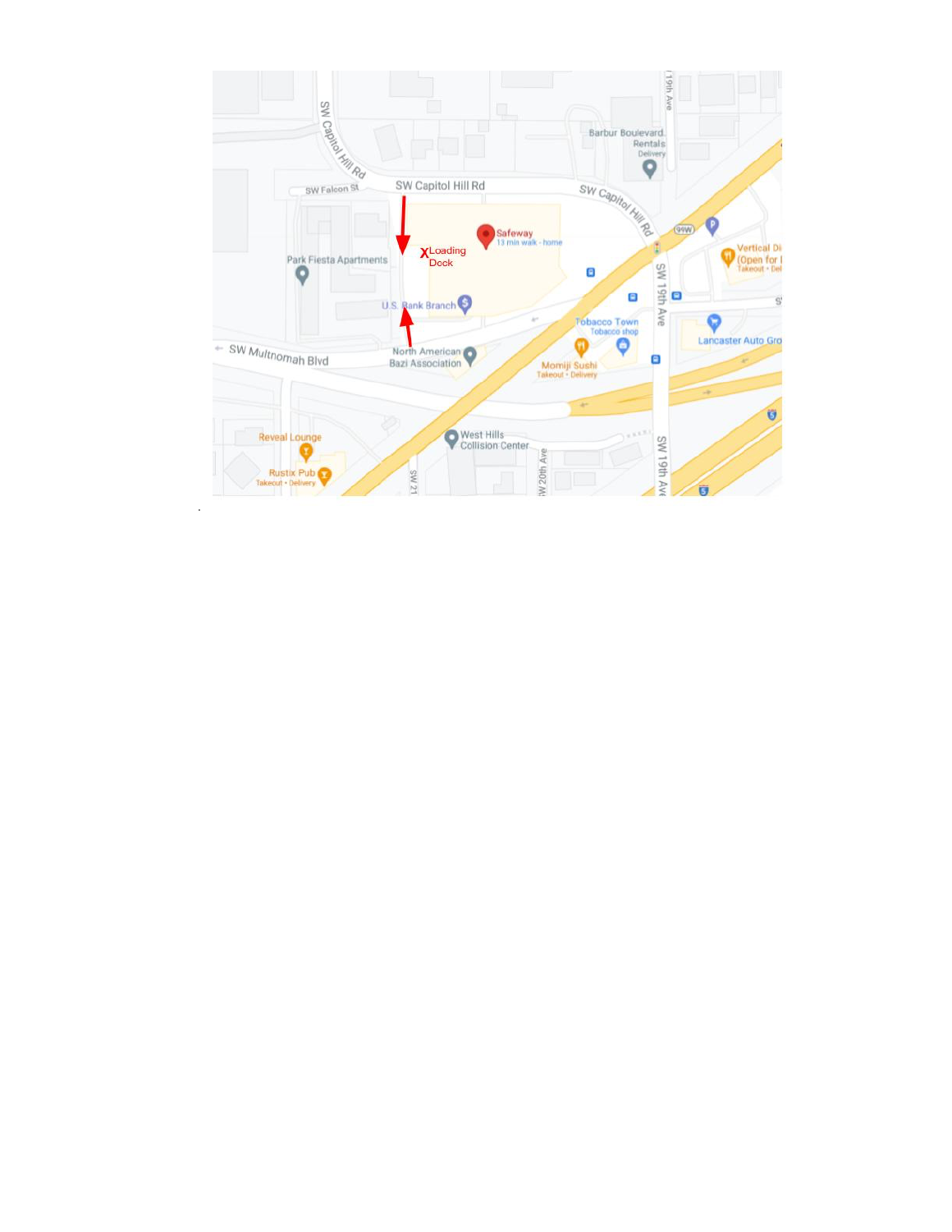SW Capitol Hill Rd

SW Falcon St

SW Capitol Hill Rd

SW Capitol Hill Rd

19th Ave

Barbur Boulevard Rentals
Delivery

Safeway
13 min walk · home

X Loading Dock

Park Fiesta Apartments

U.S. Bank Branch

North American Bazi Association

SW Multnomah Blvd

99W

SW 19th Ave

Vertical Di
(Open for
Takeout · Del

Tobacco Town
Tobacco shop

Momiji Sushi
Takeout · Delivery

Lancaster Auto Gro

Reveal Lounge

Rustix Pub
Takeout · Delivery

West Hills Collision Center

SW 21

SW 20th Ave

SW 19th Ave

5